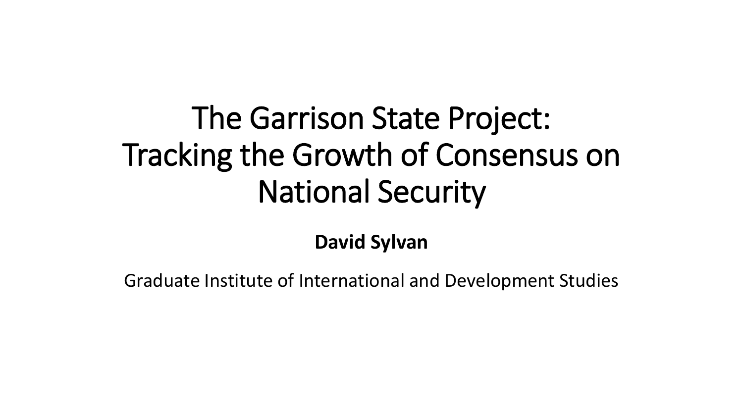# The Garrison State Project: Tracking the Growth of Consensus on National Security

**David Sylvan**

Graduate Institute of International and Development Studies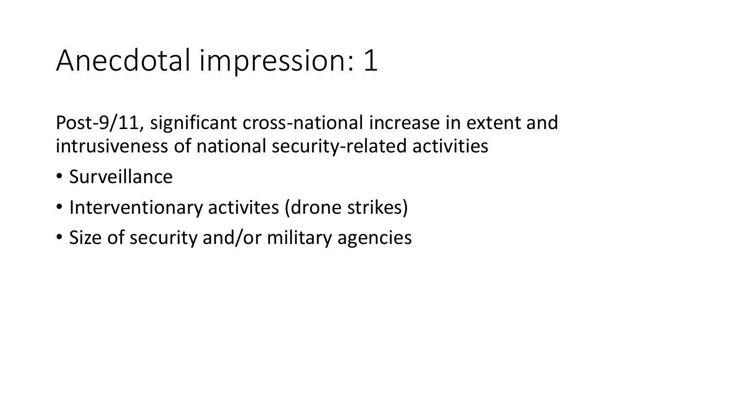# Anecdotal impression: 1

Post-9/11, significant cross-national increase in extent and intrusiveness of national security-related activities

- Surveillance
- Interventionary activites (drone strikes)
- Size of security and/or military agencies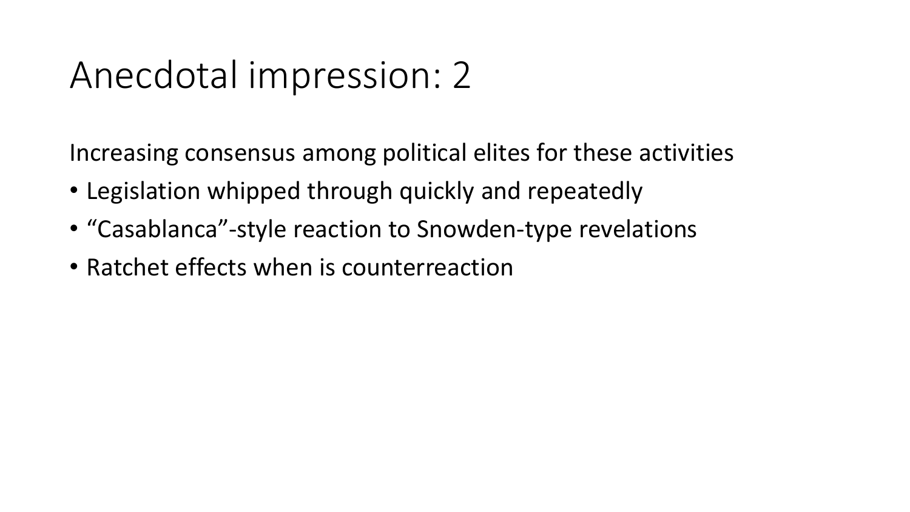# Anecdotal impression: 2

Increasing consensus among political elites for these activities

- Legislation whipped through quickly and repeatedly
- “Casablanca”-style reaction to Snowden-type revelations
- Ratchet effects when is counterreaction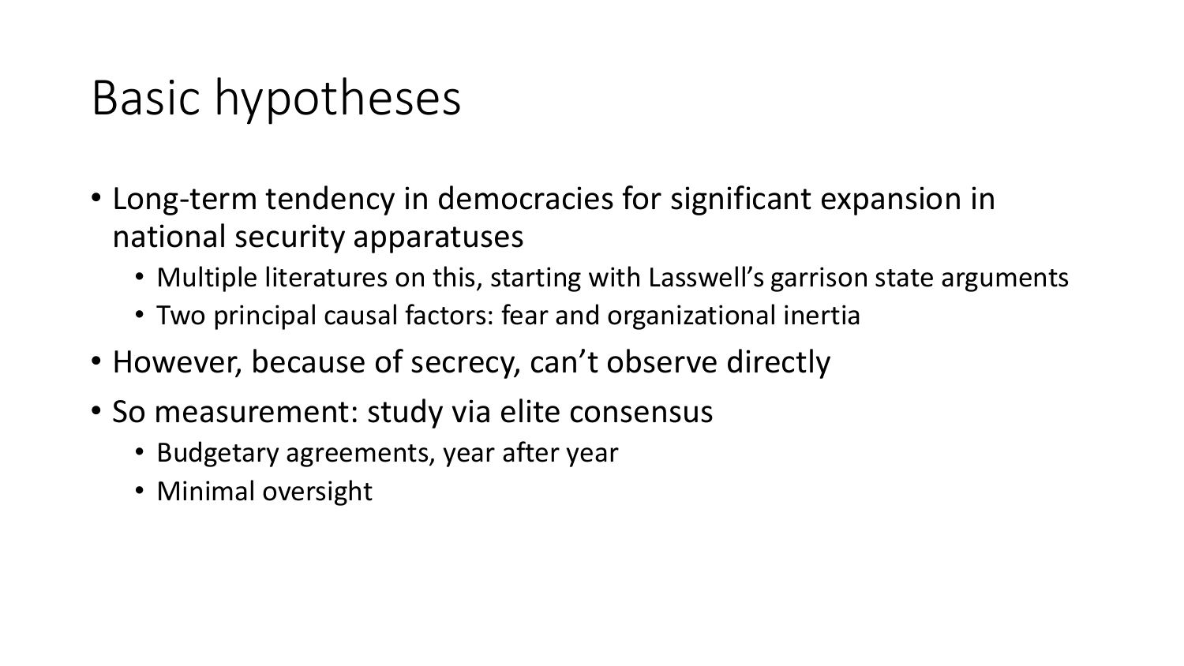# Basic hypotheses

- Long-term tendency in democracies for significant expansion in national security apparatuses
  - Multiple literatures on this, starting with Lasswell's garrison state arguments
  - Two principal causal factors: fear and organizational inertia
- However, because of secrecy, can't observe directly
- So measurement: study via elite consensus
  - Budgetary agreements, year after year
  - Minimal oversight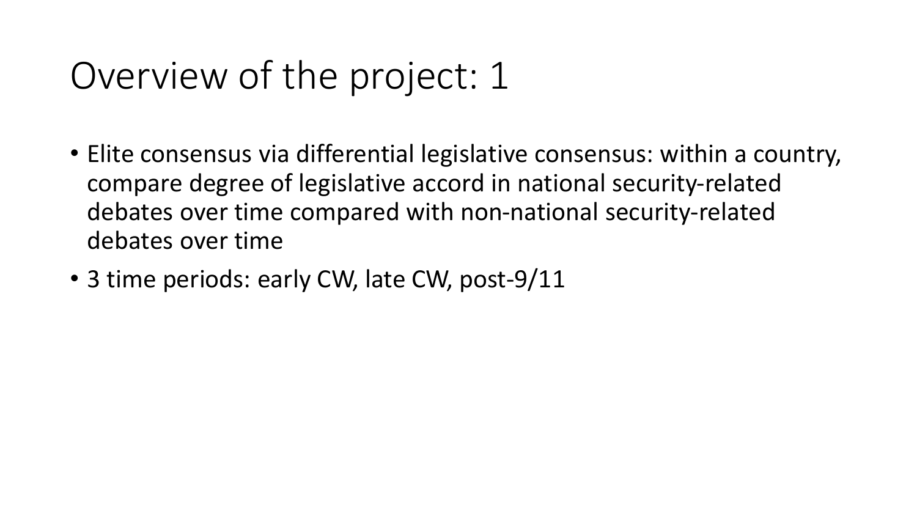# Overview of the project: 1

- Elite consensus via differential legislative consensus: within a country, compare degree of legislative accord in national security-related debates over time compared with non-national security-related debates over time
- 3 time periods: early CW, late CW, post-9/11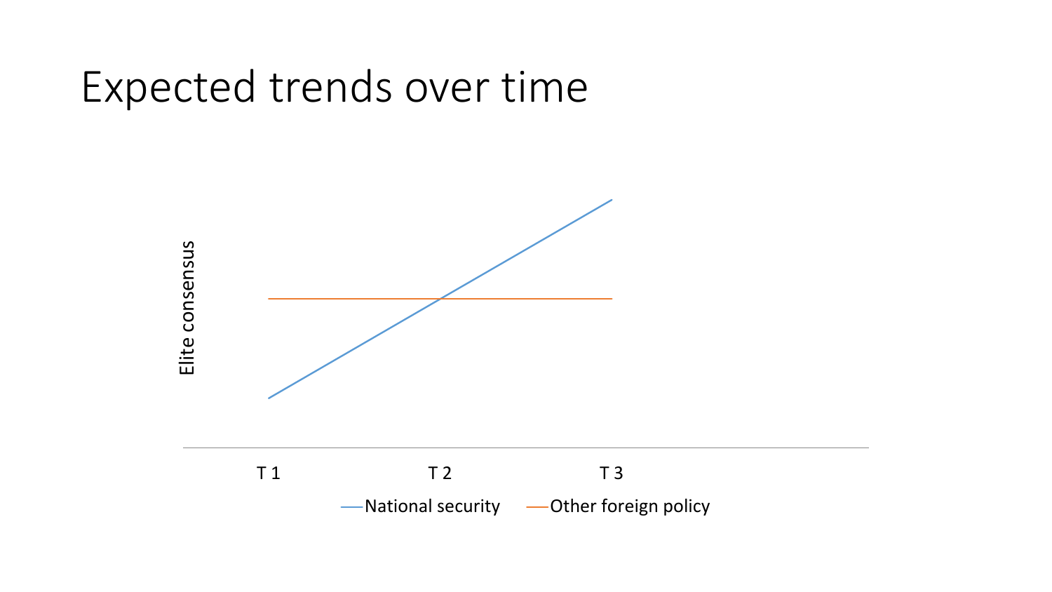# Expected trends over time

Elite consensus

T 1 T 2 T 3

National security Other foreign policy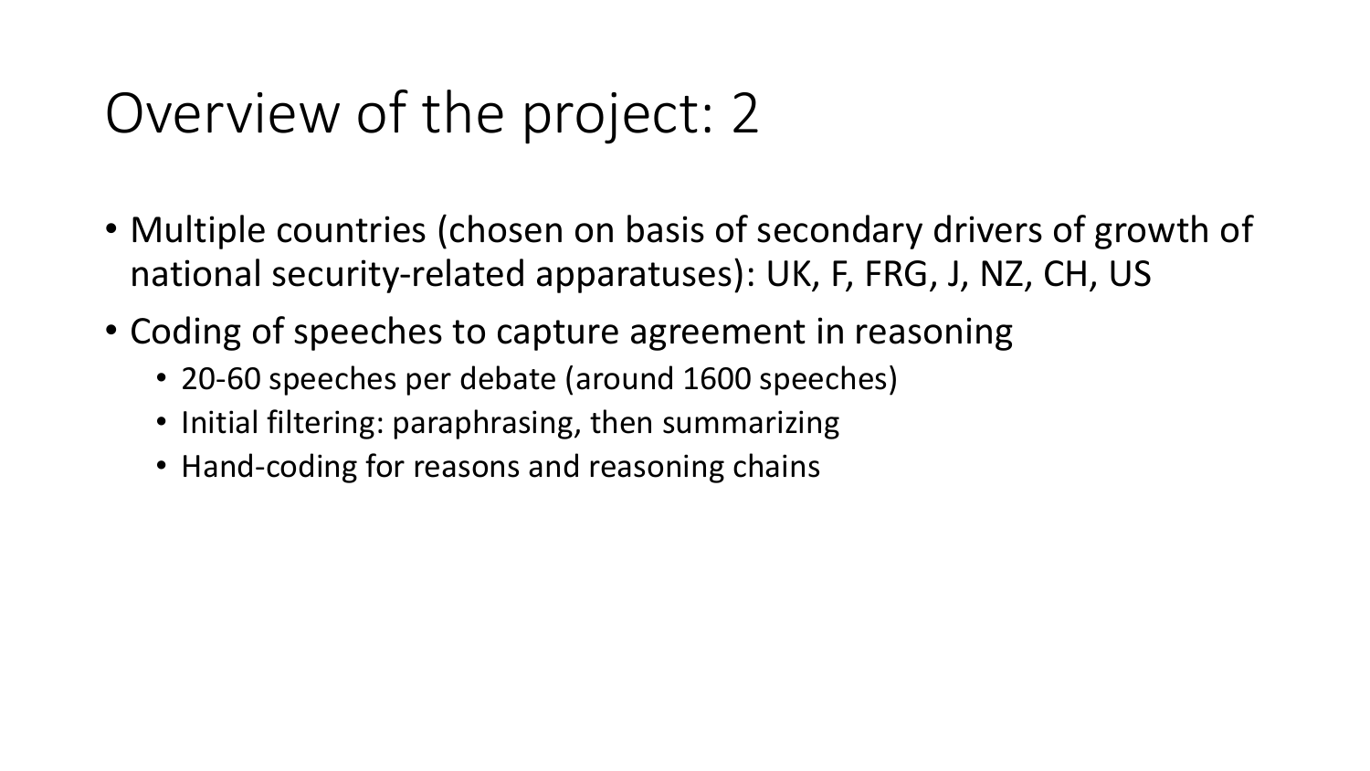# Overview of the project: 2

- Multiple countries (chosen on basis of secondary drivers of growth of national security-related apparatuses): UK, F, FRG, J, NZ, CH, US
- Coding of speeches to capture agreement in reasoning
  - 20-60 speeches per debate (around 1600 speeches)
  - Initial filtering: paraphrasing, then summarizing
  - Hand-coding for reasons and reasoning chains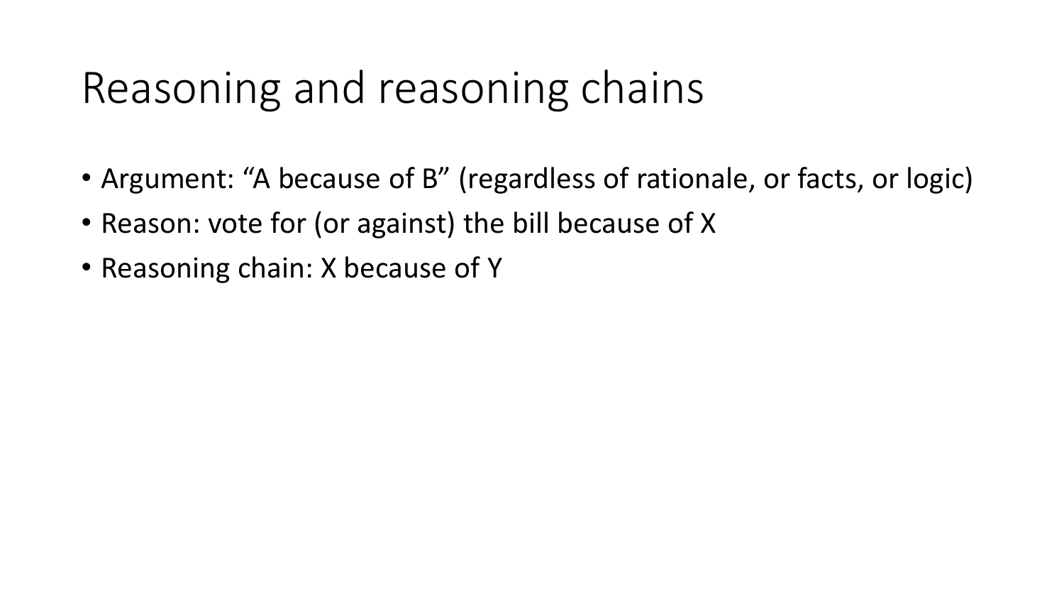# Reasoning and reasoning chains

- Argument: “A because of B” (regardless of rationale, or facts, or logic)
- Reason: vote for (or against) the bill because of X
- Reasoning chain: X because of Y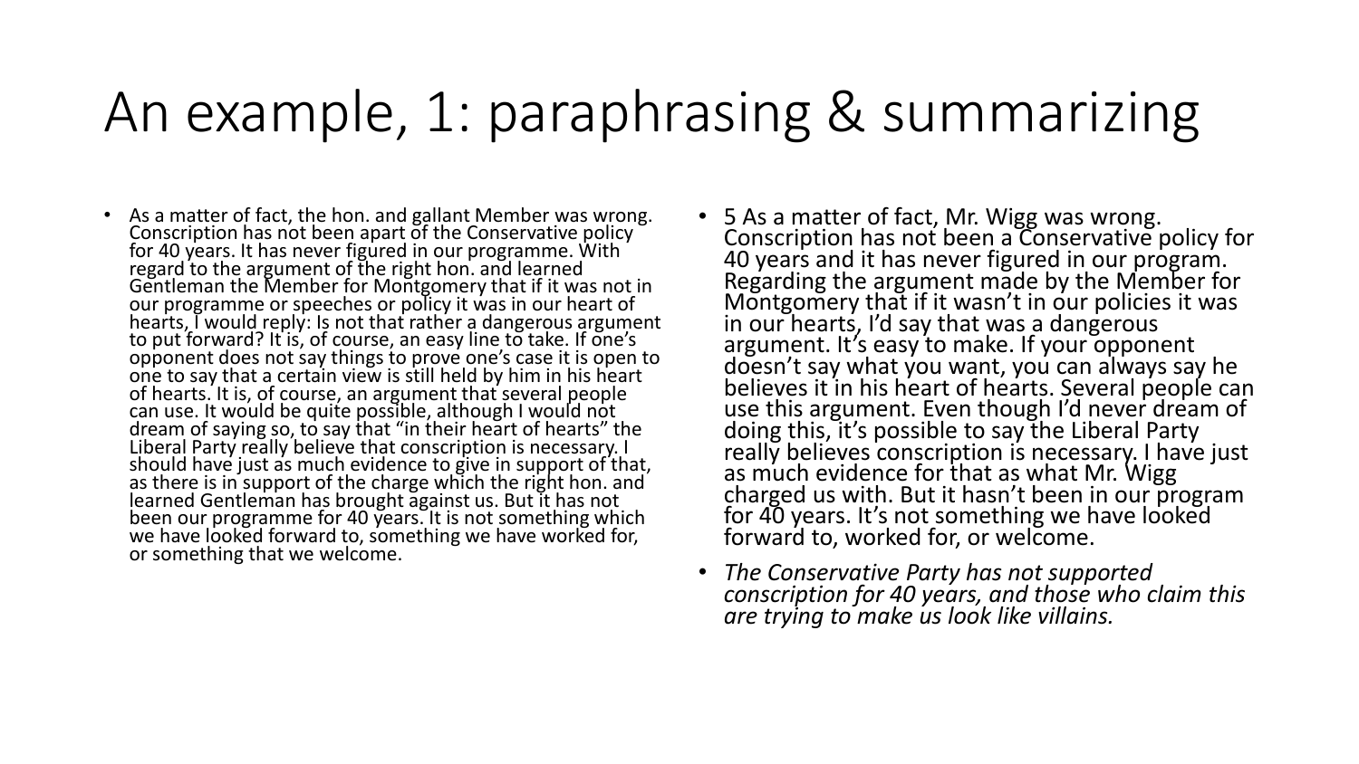# An example, 1: paraphrasing & summarizing

- As a matter of fact, the hon. and gallant Member was wrong. Conscription has not been apart of the Conservative policy for 40 years. It has never figured in our programme. With regard to the argument of the right hon. and learned Gentleman the Member for Montgomery that if it was not in our programme or speeches or policy it was in our heart of hearts, I would reply: Is not that rather a dangerous argument to put forward? It is, of course, an easy line to take. If one's opponent does not say things to prove one's case it is open to one to say that a certain view is still held by him in his heart of hearts. It is, of course, an argument that several people can use. It would be quite possible, although I would not dream of saying so, to say that "in their heart of hearts" the Liberal Party really believe that conscription is necessary. I should have just as much evidence to give in support of that, as there is in support of the charge which the right hon. and learned Gentleman has brought against us. But it has not been our programme for 40 years. It is not something which we have looked forward to, something we have worked for, or something that we welcome.

- 5 As a matter of fact, Mr. Wigg was wrong. Conscription has not been a Conservative policy for 40 years and it has never figured in our program. Regarding the argument made by the Member for Montgomery that if it wasn't in our policies it was in our hearts, I'd say that was a dangerous argument. It's easy to make. If your opponent doesn't say what you want, you can always say he believes it in his heart of hearts. Several people can use this argument. Even though I'd never dream of doing this, it's possible to say the Liberal Party really believes conscription is necessary. I have just as much evidence for that as what Mr. Wigg charged us with. But it hasn't been in our program for 40 years. It's not something we have looked forward to, worked for, or welcome.
- *The Conservative Party has not supported conscription for 40 years, and those who claim this are trying to make us look like villains.*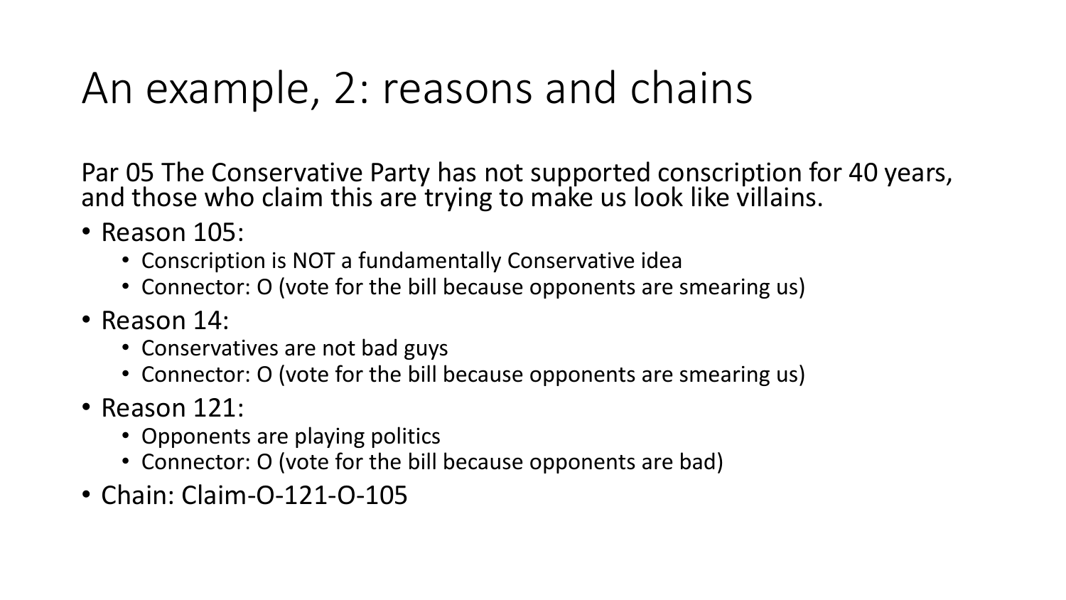# An example, 2: reasons and chains

Par 05 The Conservative Party has not supported conscription for 40 years, and those who claim this are trying to make us look like villains.

- Reason 105:
  - Conscription is NOT a fundamentally Conservative idea
  - Connector: O (vote for the bill because opponents are smearing us)
- Reason 14:
  - Conservatives are not bad guys
  - Connector: O (vote for the bill because opponents are smearing us)
- Reason 121:
  - Opponents are playing politics
  - Connector: O (vote for the bill because opponents are bad)
- Chain: Claim-O-121-O-105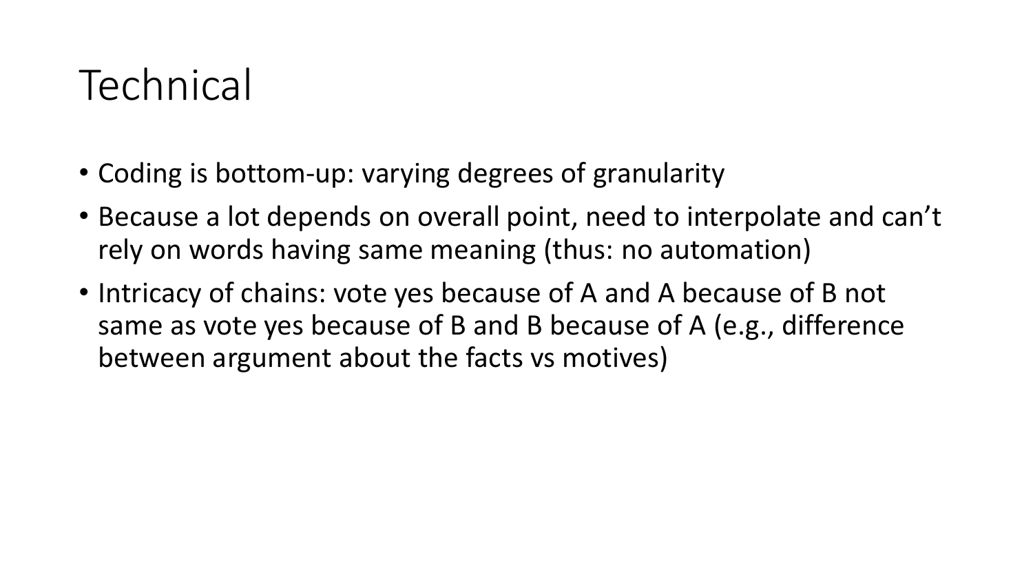# Technical

- Coding is bottom-up: varying degrees of granularity
- Because a lot depends on overall point, need to interpolate and can't rely on words having same meaning (thus: no automation)
- Intricacy of chains: vote yes because of A and A because of B not same as vote yes because of B and B because of A (e.g., difference between argument about the facts vs motives)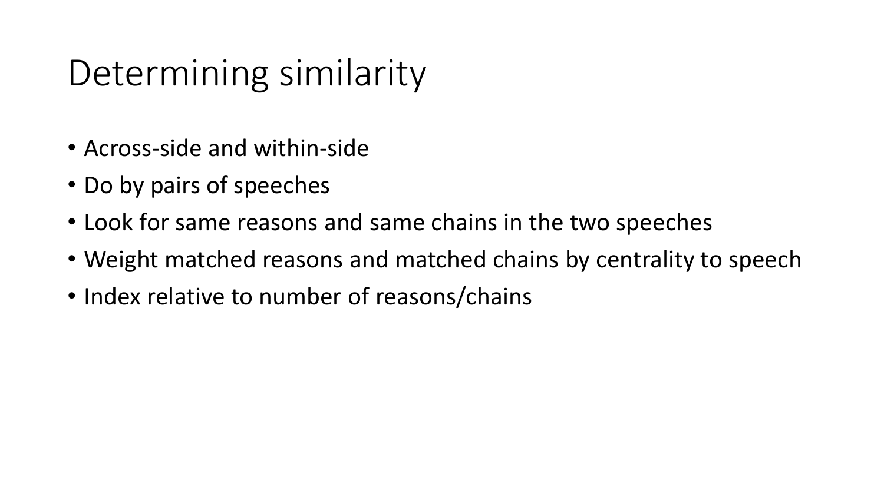# Determining similarity

- Across-side and within-side
- Do by pairs of speeches
- Look for same reasons and same chains in the two speeches
- Weight matched reasons and matched chains by centrality to speech
- Index relative to number of reasons/chains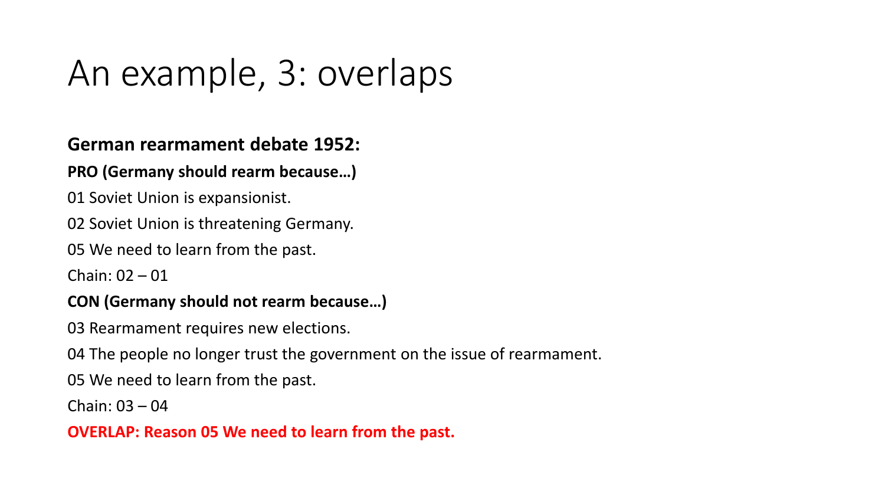# An example, 3: overlaps

**German rearmament debate 1952:**

**PRO (Germany should rearm because…)**

01 Soviet Union is expansionist.

02 Soviet Union is threatening Germany.

05 We need to learn from the past.

Chain: 02 – 01

**CON (Germany should not rearm because…)**

03 Rearmament requires new elections.

04 The people no longer trust the government on the issue of rearmament.

05 We need to learn from the past.

Chain: 03 – 04

**OVERLAP: Reason 05 We need to learn from the past.**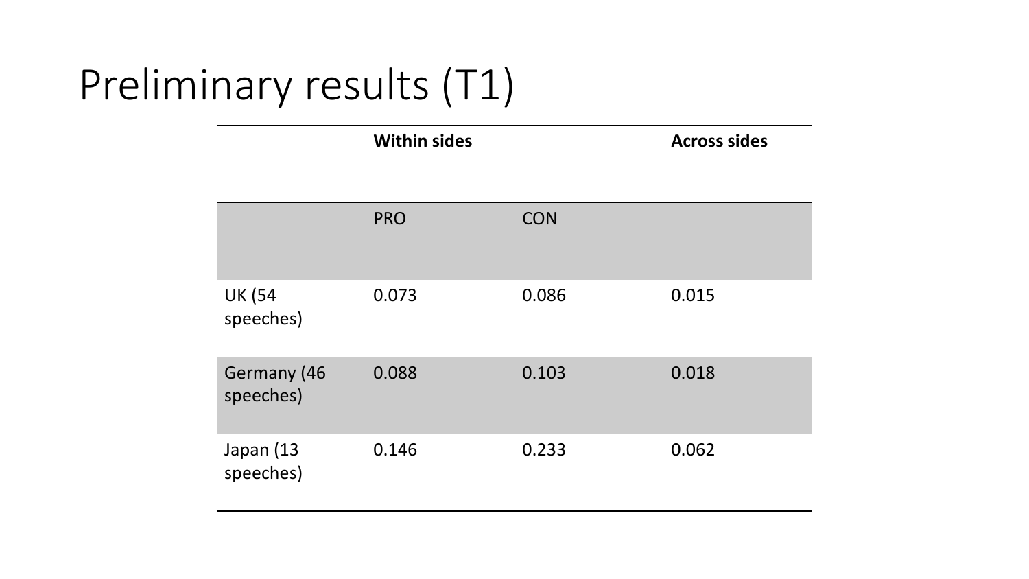# Preliminary results (T1)

| | **Within sides** | | **Across sides** |
|---|---|---|---|
| | PRO | CON | |
| UK (54 speeches) | 0.073 | 0.086 | 0.015 |
| Germany (46 speeches) | 0.088 | 0.103 | 0.018 |
| Japan (13 speeches) | 0.146 | 0.233 | 0.062 |